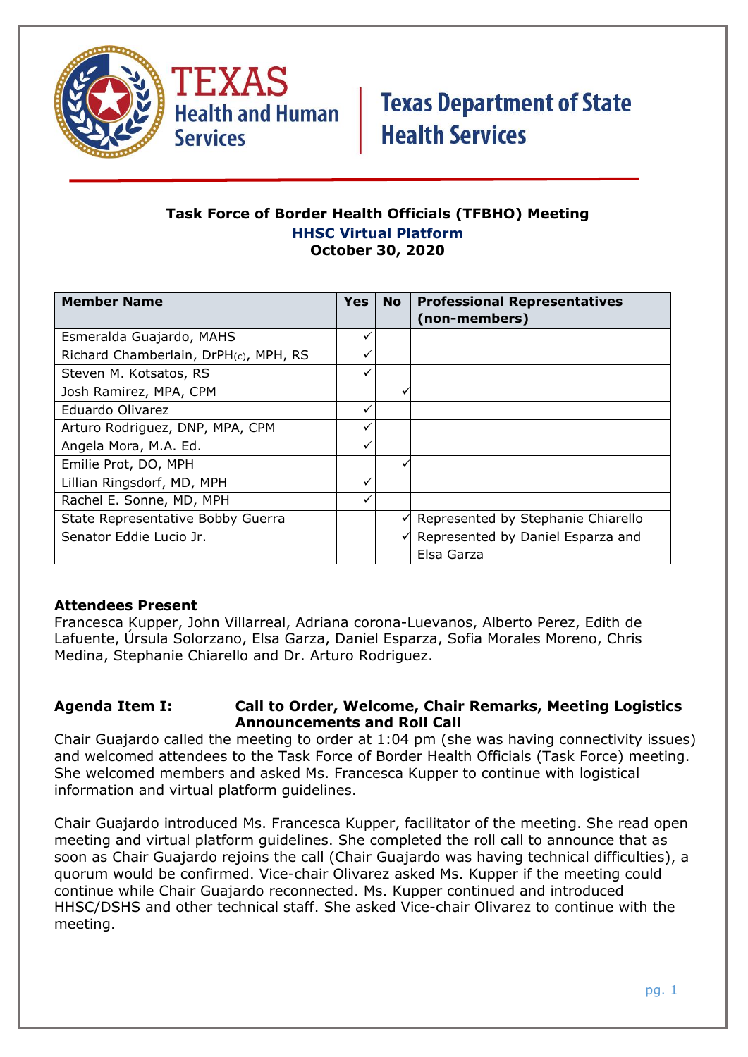Texas Health and Human Services | Texas Department of State Health Services

# Task Force of Border Health Officials (TFBHO) Meeting

**HHSC Virtual Platform**

**October 30, 2020**

| Member Name | Yes | No | Professional Representatives (non-members) |
|---|---|---|---|
| Esmeralda Guajardo, MAHS | ✓ | | |
| Richard Chamberlain, DrPH(c), MPH, RS | ✓ | | |
| Steven M. Kotsatos, RS | ✓ | | |
| Josh Ramirez, MPA, CPM | | ✓ | |
| Eduardo Olivarez | ✓ | | |
| Arturo Rodriguez, DNP, MPA, CPM | ✓ | | |
| Angela Mora, M.A. Ed. | ✓ | | |
| Emilie Prot, DO, MPH | | ✓ | |
| Lillian Ringsdorf, MD, MPH | ✓ | | |
| Rachel E. Sonne, MD, MPH | ✓ | | |
| State Representative Bobby Guerra | | ✓ | Represented by Stephanie Chiarello |
| Senator Eddie Lucio Jr. | | ✓ | Represented by Daniel Esparza and Elsa Garza |

**Attendees Present**

Francesca Kupper, John Villarreal, Adriana corona-Luevanos, Alberto Perez, Edith de Lafuente, Úrsula Solorzano, Elsa Garza, Daniel Esparza, Sofia Morales Moreno, Chris Medina, Stephanie Chiarello and Dr. Arturo Rodriguez.

**Agenda Item I: Call to Order, Welcome, Chair Remarks, Meeting Logistics Announcements and Roll Call**

Chair Guajardo called the meeting to order at 1:04 pm (she was having connectivity issues) and welcomed attendees to the Task Force of Border Health Officials (Task Force) meeting. She welcomed members and asked Ms. Francesca Kupper to continue with logistical information and virtual platform guidelines.

Chair Guajardo introduced Ms. Francesca Kupper, facilitator of the meeting. She read open meeting and virtual platform guidelines. She completed the roll call to announce that as soon as Chair Guajardo rejoins the call (Chair Guajardo was having technical difficulties), a quorum would be confirmed. Vice-chair Olivarez asked Ms. Kupper if the meeting could continue while Chair Guajardo reconnected. Ms. Kupper continued and introduced HHSC/DSHS and other technical staff. She asked Vice-chair Olivarez to continue with the meeting.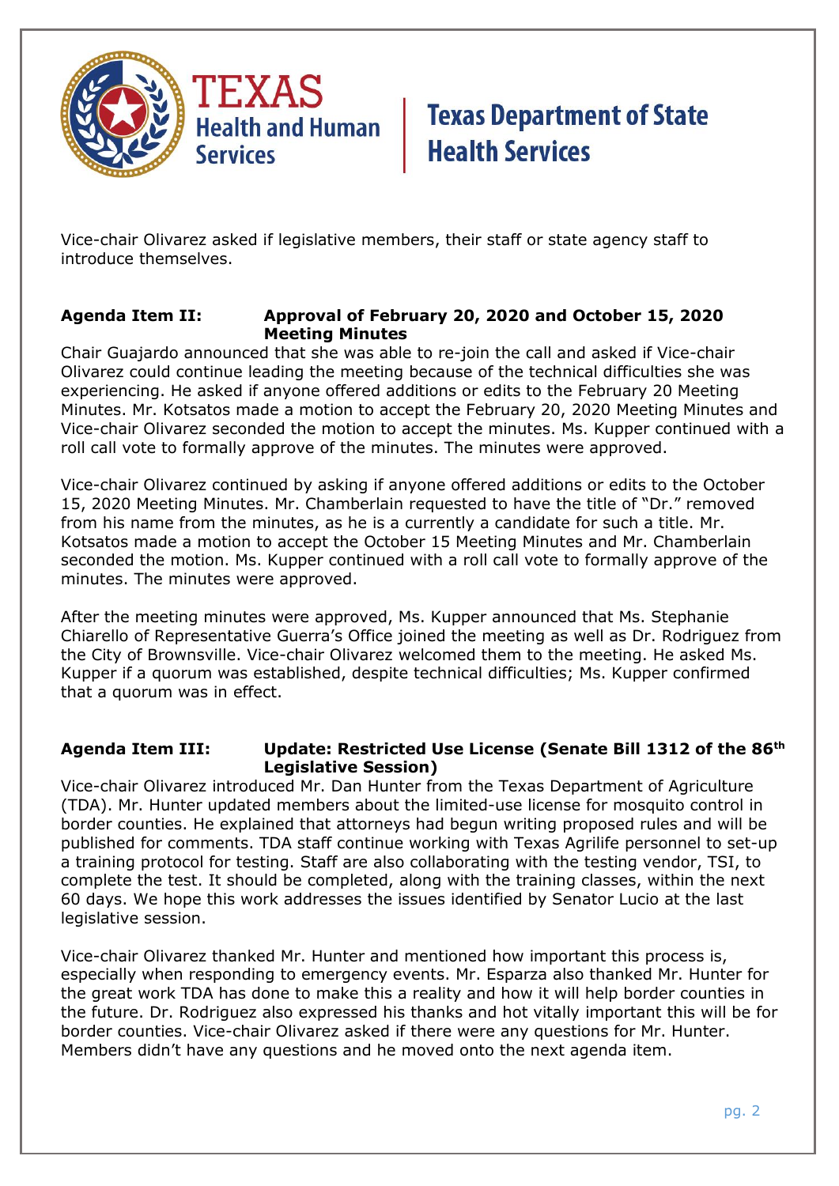Vice-chair Olivarez asked if legislative members, their staff or state agency staff to introduce themselves.

**Agenda Item II: Approval of February 20, 2020 and October 15, 2020 Meeting Minutes**

Chair Guajardo announced that she was able to re-join the call and asked if Vice-chair Olivarez could continue leading the meeting because of the technical difficulties she was experiencing. He asked if anyone offered additions or edits to the February 20 Meeting Minutes. Mr. Kotsatos made a motion to accept the February 20, 2020 Meeting Minutes and Vice-chair Olivarez seconded the motion to accept the minutes. Ms. Kupper continued with a roll call vote to formally approve of the minutes. The minutes were approved.

Vice-chair Olivarez continued by asking if anyone offered additions or edits to the October 15, 2020 Meeting Minutes. Mr. Chamberlain requested to have the title of "Dr." removed from his name from the minutes, as he is a currently a candidate for such a title. Mr. Kotsatos made a motion to accept the October 15 Meeting Minutes and Mr. Chamberlain seconded the motion. Ms. Kupper continued with a roll call vote to formally approve of the minutes. The minutes were approved.

After the meeting minutes were approved, Ms. Kupper announced that Ms. Stephanie Chiarello of Representative Guerra's Office joined the meeting as well as Dr. Rodriguez from the City of Brownsville. Vice-chair Olivarez welcomed them to the meeting. He asked Ms. Kupper if a quorum was established, despite technical difficulties; Ms. Kupper confirmed that a quorum was in effect.

**Agenda Item III: Update: Restricted Use License (Senate Bill 1312 of the 86th Legislative Session)**

Vice-chair Olivarez introduced Mr. Dan Hunter from the Texas Department of Agriculture (TDA). Mr. Hunter updated members about the limited-use license for mosquito control in border counties. He explained that attorneys had begun writing proposed rules and will be published for comments. TDA staff continue working with Texas Agrilife personnel to set-up a training protocol for testing. Staff are also collaborating with the testing vendor, TSI, to complete the test. It should be completed, along with the training classes, within the next 60 days. We hope this work addresses the issues identified by Senator Lucio at the last legislative session.

Vice-chair Olivarez thanked Mr. Hunter and mentioned how important this process is, especially when responding to emergency events. Mr. Esparza also thanked Mr. Hunter for the great work TDA has done to make this a reality and how it will help border counties in the future. Dr. Rodriguez also expressed his thanks and hot vitally important this will be for border counties. Vice-chair Olivarez asked if there were any questions for Mr. Hunter. Members didn't have any questions and he moved onto the next agenda item.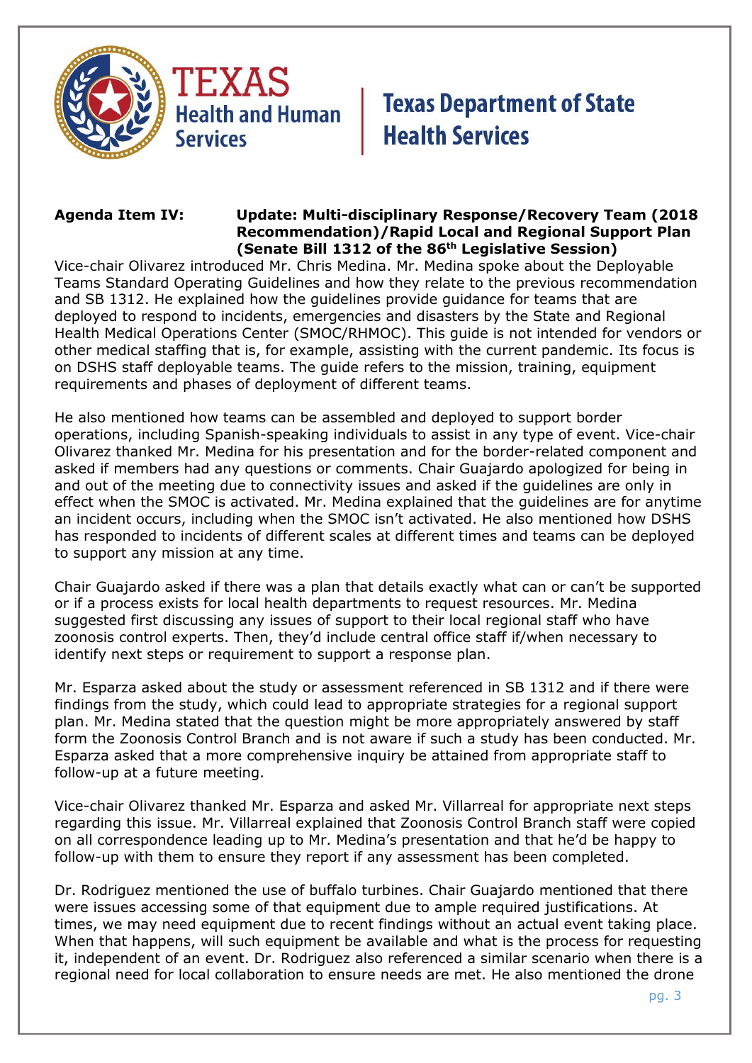**Agenda Item IV: Update: Multi-disciplinary Response/Recovery Team (2018 Recommendation)/Rapid Local and Regional Support Plan (Senate Bill 1312 of the 86th Legislative Session)**

Vice-chair Olivarez introduced Mr. Chris Medina. Mr. Medina spoke about the Deployable Teams Standard Operating Guidelines and how they relate to the previous recommendation and SB 1312. He explained how the guidelines provide guidance for teams that are deployed to respond to incidents, emergencies and disasters by the State and Regional Health Medical Operations Center (SMOC/RHMOC). This guide is not intended for vendors or other medical staffing that is, for example, assisting with the current pandemic. Its focus is on DSHS staff deployable teams. The guide refers to the mission, training, equipment requirements and phases of deployment of different teams.

He also mentioned how teams can be assembled and deployed to support border operations, including Spanish-speaking individuals to assist in any type of event. Vice-chair Olivarez thanked Mr. Medina for his presentation and for the border-related component and asked if members had any questions or comments. Chair Guajardo apologized for being in and out of the meeting due to connectivity issues and asked if the guidelines are only in effect when the SMOC is activated. Mr. Medina explained that the guidelines are for anytime an incident occurs, including when the SMOC isn't activated. He also mentioned how DSHS has responded to incidents of different scales at different times and teams can be deployed to support any mission at any time.

Chair Guajardo asked if there was a plan that details exactly what can or can't be supported or if a process exists for local health departments to request resources. Mr. Medina suggested first discussing any issues of support to their local regional staff who have zoonosis control experts. Then, they'd include central office staff if/when necessary to identify next steps or requirement to support a response plan.

Mr. Esparza asked about the study or assessment referenced in SB 1312 and if there were findings from the study, which could lead to appropriate strategies for a regional support plan. Mr. Medina stated that the question might be more appropriately answered by staff form the Zoonosis Control Branch and is not aware if such a study has been conducted. Mr. Esparza asked that a more comprehensive inquiry be attained from appropriate staff to follow-up at a future meeting.

Vice-chair Olivarez thanked Mr. Esparza and asked Mr. Villarreal for appropriate next steps regarding this issue. Mr. Villarreal explained that Zoonosis Control Branch staff were copied on all correspondence leading up to Mr. Medina's presentation and that he'd be happy to follow-up with them to ensure they report if any assessment has been completed.

Dr. Rodriguez mentioned the use of buffalo turbines. Chair Guajardo mentioned that there were issues accessing some of that equipment due to ample required justifications. At times, we may need equipment due to recent findings without an actual event taking place. When that happens, will such equipment be available and what is the process for requesting it, independent of an event. Dr. Rodriguez also referenced a similar scenario when there is a regional need for local collaboration to ensure needs are met. He also mentioned the drone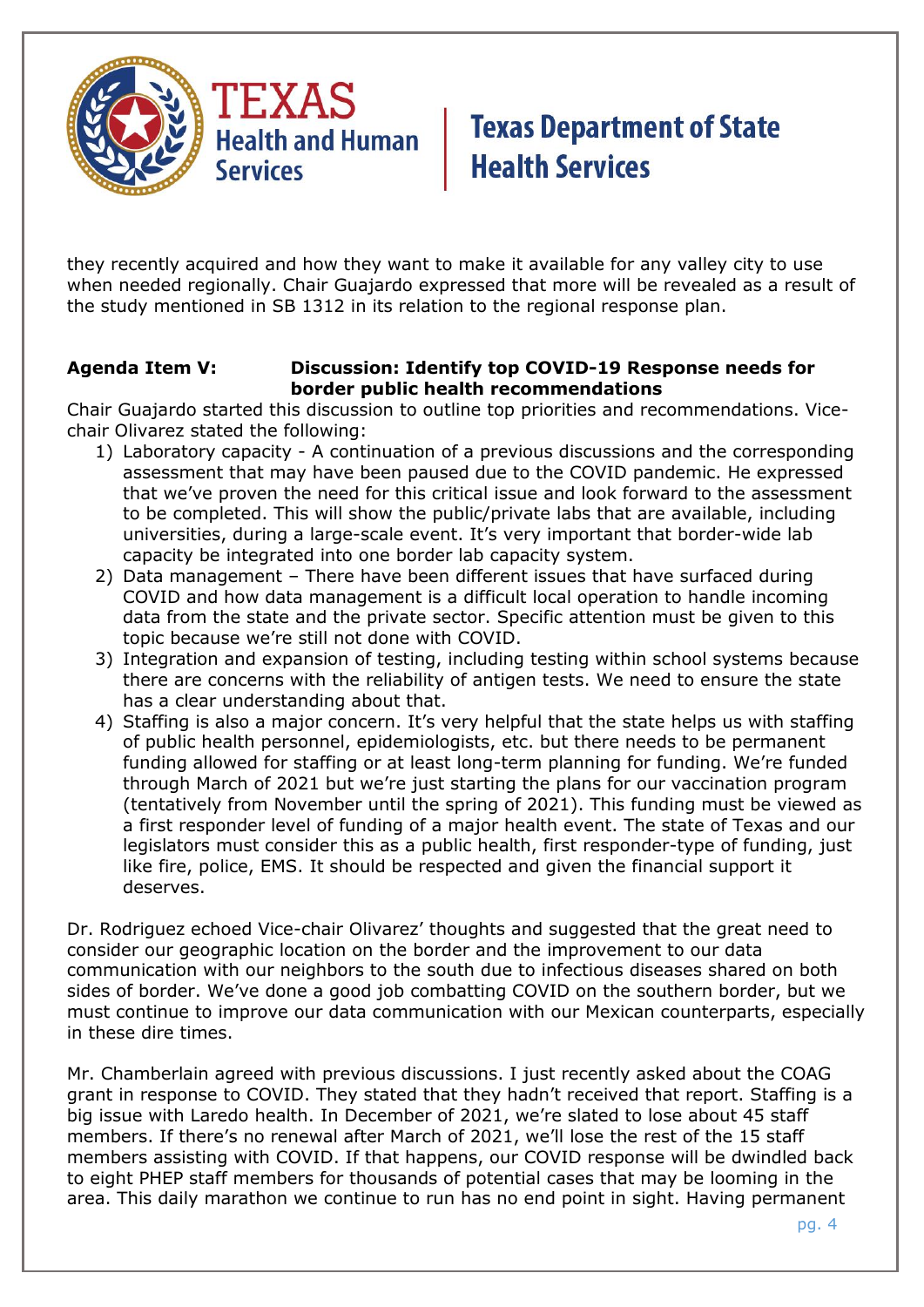they recently acquired and how they want to make it available for any valley city to use when needed regionally. Chair Guajardo expressed that more will be revealed as a result of the study mentioned in SB 1312 in its relation to the regional response plan.

**Agenda Item V: Discussion: Identify top COVID-19 Response needs for border public health recommendations**

Chair Guajardo started this discussion to outline top priorities and recommendations. Vice-chair Olivarez stated the following:

1) Laboratory capacity - A continuation of a previous discussions and the corresponding assessment that may have been paused due to the COVID pandemic. He expressed that we've proven the need for this critical issue and look forward to the assessment to be completed. This will show the public/private labs that are available, including universities, during a large-scale event. It's very important that border-wide lab capacity be integrated into one border lab capacity system.
2) Data management – There have been different issues that have surfaced during COVID and how data management is a difficult local operation to handle incoming data from the state and the private sector. Specific attention must be given to this topic because we're still not done with COVID.
3) Integration and expansion of testing, including testing within school systems because there are concerns with the reliability of antigen tests. We need to ensure the state has a clear understanding about that.
4) Staffing is also a major concern. It's very helpful that the state helps us with staffing of public health personnel, epidemiologists, etc. but there needs to be permanent funding allowed for staffing or at least long-term planning for funding. We're funded through March of 2021 but we're just starting the plans for our vaccination program (tentatively from November until the spring of 2021). This funding must be viewed as a first responder level of funding of a major health event. The state of Texas and our legislators must consider this as a public health, first responder-type of funding, just like fire, police, EMS. It should be respected and given the financial support it deserves.

Dr. Rodriguez echoed Vice-chair Olivarez' thoughts and suggested that the great need to consider our geographic location on the border and the improvement to our data communication with our neighbors to the south due to infectious diseases shared on both sides of border. We've done a good job combatting COVID on the southern border, but we must continue to improve our data communication with our Mexican counterparts, especially in these dire times.

Mr. Chamberlain agreed with previous discussions. I just recently asked about the COAG grant in response to COVID. They stated that they hadn't received that report. Staffing is a big issue with Laredo health. In December of 2021, we're slated to lose about 45 staff members. If there's no renewal after March of 2021, we'll lose the rest of the 15 staff members assisting with COVID. If that happens, our COVID response will be dwindled back to eight PHEP staff members for thousands of potential cases that may be looming in the area. This daily marathon we continue to run has no end point in sight. Having permanent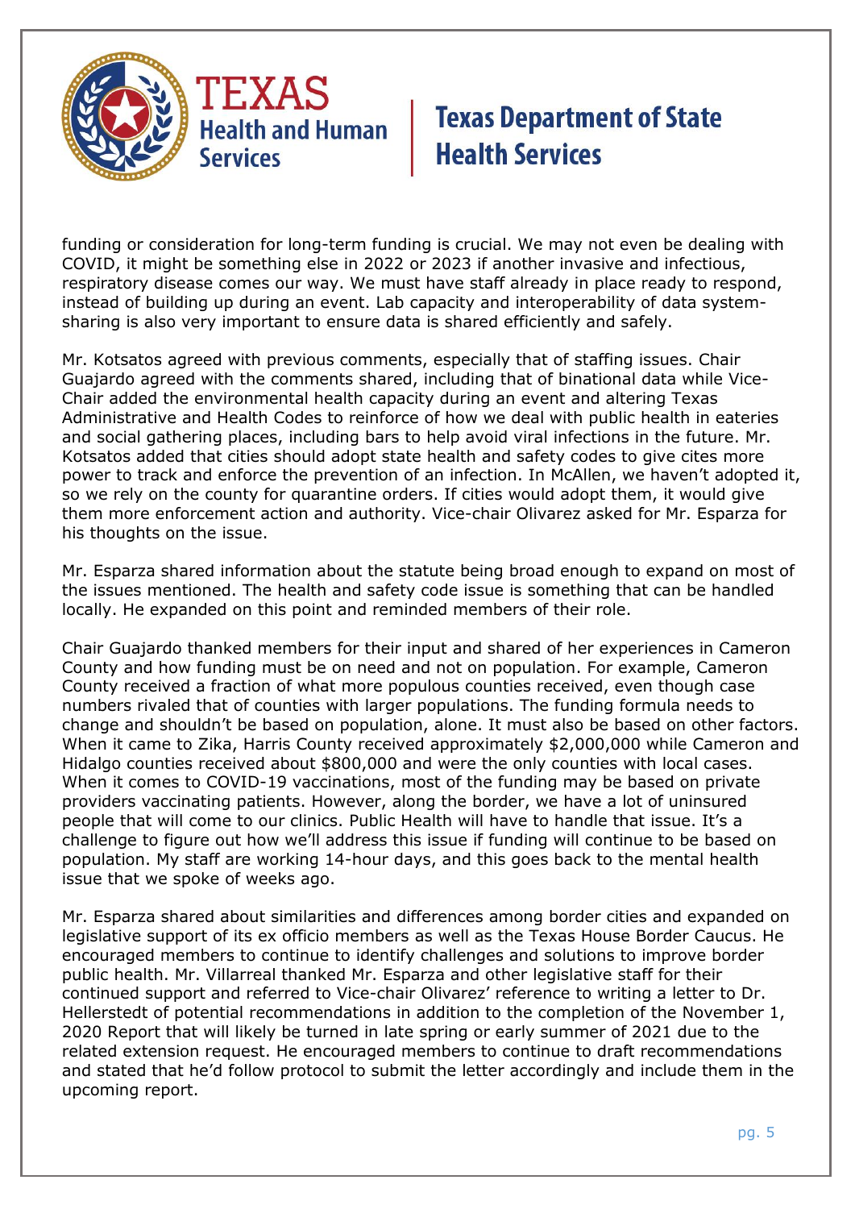funding or consideration for long-term funding is crucial. We may not even be dealing with COVID, it might be something else in 2022 or 2023 if another invasive and infectious, respiratory disease comes our way. We must have staff already in place ready to respond, instead of building up during an event. Lab capacity and interoperability of data system-sharing is also very important to ensure data is shared efficiently and safely.

Mr. Kotsatos agreed with previous comments, especially that of staffing issues. Chair Guajardo agreed with the comments shared, including that of binational data while Vice-Chair added the environmental health capacity during an event and altering Texas Administrative and Health Codes to reinforce of how we deal with public health in eateries and social gathering places, including bars to help avoid viral infections in the future. Mr. Kotsatos added that cities should adopt state health and safety codes to give cites more power to track and enforce the prevention of an infection. In McAllen, we haven't adopted it, so we rely on the county for quarantine orders. If cities would adopt them, it would give them more enforcement action and authority. Vice-chair Olivarez asked for Mr. Esparza for his thoughts on the issue.

Mr. Esparza shared information about the statute being broad enough to expand on most of the issues mentioned. The health and safety code issue is something that can be handled locally. He expanded on this point and reminded members of their role.

Chair Guajardo thanked members for their input and shared of her experiences in Cameron County and how funding must be on need and not on population. For example, Cameron County received a fraction of what more populous counties received, even though case numbers rivaled that of counties with larger populations. The funding formula needs to change and shouldn't be based on population, alone. It must also be based on other factors. When it came to Zika, Harris County received approximately $2,000,000 while Cameron and Hidalgo counties received about $800,000 and were the only counties with local cases. When it comes to COVID-19 vaccinations, most of the funding may be based on private providers vaccinating patients. However, along the border, we have a lot of uninsured people that will come to our clinics. Public Health will have to handle that issue. It's a challenge to figure out how we'll address this issue if funding will continue to be based on population. My staff are working 14-hour days, and this goes back to the mental health issue that we spoke of weeks ago.

Mr. Esparza shared about similarities and differences among border cities and expanded on legislative support of its ex officio members as well as the Texas House Border Caucus. He encouraged members to continue to identify challenges and solutions to improve border public health. Mr. Villarreal thanked Mr. Esparza and other legislative staff for their continued support and referred to Vice-chair Olivarez' reference to writing a letter to Dr. Hellerstedt of potential recommendations in addition to the completion of the November 1, 2020 Report that will likely be turned in late spring or early summer of 2021 due to the related extension request. He encouraged members to continue to draft recommendations and stated that he'd follow protocol to submit the letter accordingly and include them in the upcoming report.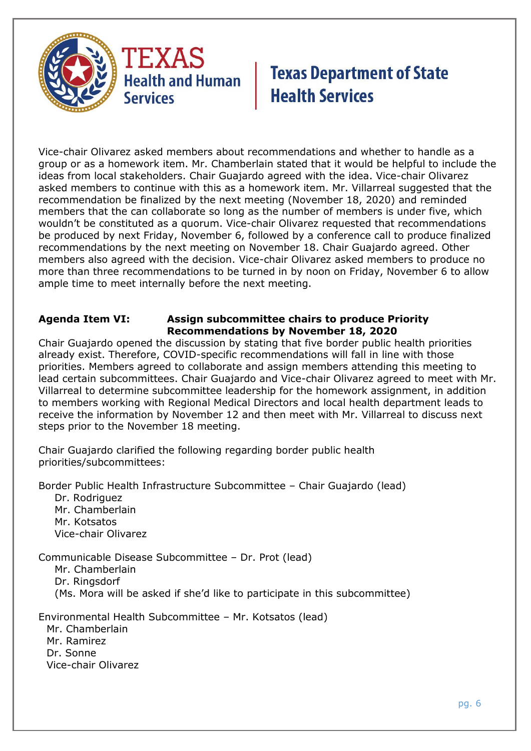Vice-chair Olivarez asked members about recommendations and whether to handle as a group or as a homework item. Mr. Chamberlain stated that it would be helpful to include the ideas from local stakeholders. Chair Guajardo agreed with the idea. Vice-chair Olivarez asked members to continue with this as a homework item. Mr. Villarreal suggested that the recommendation be finalized by the next meeting (November 18, 2020) and reminded members that the can collaborate so long as the number of members is under five, which wouldn't be constituted as a quorum. Vice-chair Olivarez requested that recommendations be produced by next Friday, November 6, followed by a conference call to produce finalized recommendations by the next meeting on November 18. Chair Guajardo agreed. Other members also agreed with the decision. Vice-chair Olivarez asked members to produce no more than three recommendations to be turned in by noon on Friday, November 6 to allow ample time to meet internally before the next meeting.

**Agenda Item VI: Assign subcommittee chairs to produce Priority Recommendations by November 18, 2020**

Chair Guajardo opened the discussion by stating that five border public health priorities already exist. Therefore, COVID-specific recommendations will fall in line with those priorities. Members agreed to collaborate and assign members attending this meeting to lead certain subcommittees. Chair Guajardo and Vice-chair Olivarez agreed to meet with Mr. Villarreal to determine subcommittee leadership for the homework assignment, in addition to members working with Regional Medical Directors and local health department leads to receive the information by November 12 and then meet with Mr. Villarreal to discuss next steps prior to the November 18 meeting.

Chair Guajardo clarified the following regarding border public health priorities/subcommittees:

Border Public Health Infrastructure Subcommittee – Chair Guajardo (lead)
- Dr. Rodriguez
- Mr. Chamberlain
- Mr. Kotsatos
- Vice-chair Olivarez

Communicable Disease Subcommittee – Dr. Prot (lead)
- Mr. Chamberlain
- Dr. Ringsdorf
- (Ms. Mora will be asked if she'd like to participate in this subcommittee)

Environmental Health Subcommittee – Mr. Kotsatos (lead)
- Mr. Chamberlain
- Mr. Ramirez
- Dr. Sonne
- Vice-chair Olivarez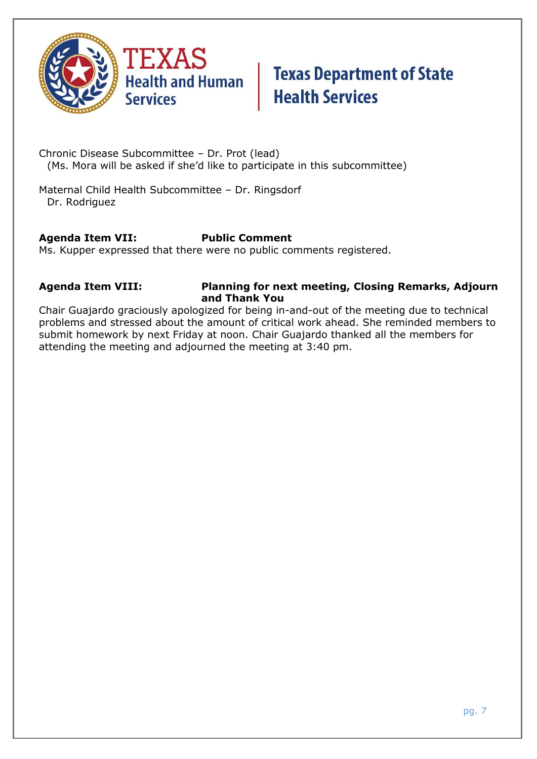Chronic Disease Subcommittee – Dr. Prot (lead)
(Ms. Mora will be asked if she'd like to participate in this subcommittee)

Maternal Child Health Subcommittee – Dr. Ringsdorf
Dr. Rodriguez

**Agenda Item VII: Public Comment**

Ms. Kupper expressed that there were no public comments registered.

**Agenda Item VIII: Planning for next meeting, Closing Remarks, Adjourn and Thank You**

Chair Guajardo graciously apologized for being in-and-out of the meeting due to technical problems and stressed about the amount of critical work ahead. She reminded members to submit homework by next Friday at noon. Chair Guajardo thanked all the members for attending the meeting and adjourned the meeting at 3:40 pm.